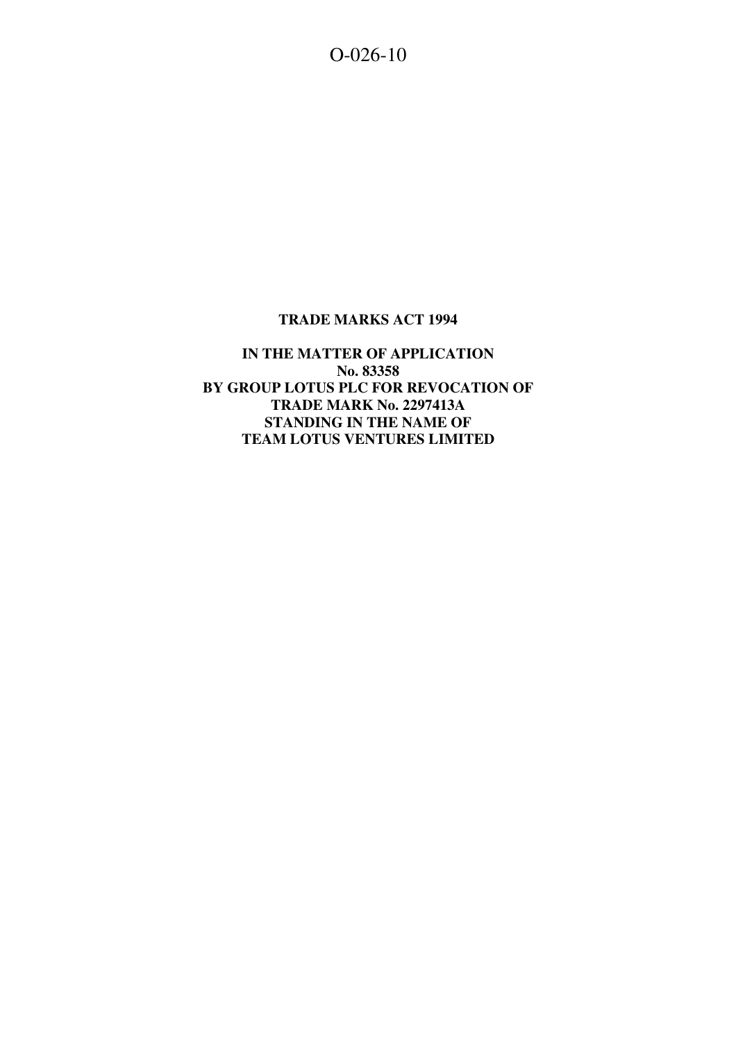O-026-10

**TRADE MARKS ACT 1994**

**IN THE MATTER OF APPLICATION
No. 83358
BY GROUP LOTUS PLC FOR REVOCATION OF
TRADE MARK No. 2297413A
STANDING IN THE NAME OF
TEAM LOTUS VENTURES LIMITED**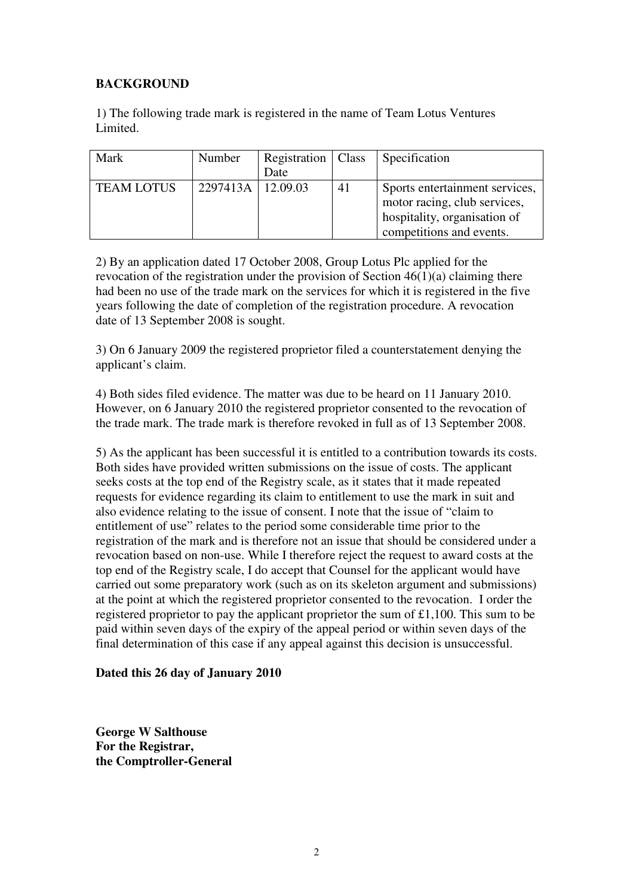**BACKGROUND**

1) The following trade mark is registered in the name of Team Lotus Ventures Limited.

| Mark | Number | Registration Date | Class | Specification |
|---|---|---|---|---|
| TEAM LOTUS | 2297413A | 12.09.03 | 41 | Sports entertainment services, motor racing, club services, hospitality, organisation of competitions and events. |

2) By an application dated 17 October 2008, Group Lotus Plc applied for the revocation of the registration under the provision of Section 46(1)(a) claiming there had been no use of the trade mark on the services for which it is registered in the five years following the date of completion of the registration procedure. A revocation date of 13 September 2008 is sought.

3) On 6 January 2009 the registered proprietor filed a counterstatement denying the applicant's claim.

4) Both sides filed evidence. The matter was due to be heard on 11 January 2010. However, on 6 January 2010 the registered proprietor consented to the revocation of the trade mark. The trade mark is therefore revoked in full as of 13 September 2008.

5) As the applicant has been successful it is entitled to a contribution towards its costs. Both sides have provided written submissions on the issue of costs. The applicant seeks costs at the top end of the Registry scale, as it states that it made repeated requests for evidence regarding its claim to entitlement to use the mark in suit and also evidence relating to the issue of consent. I note that the issue of "claim to entitlement of use" relates to the period some considerable time prior to the registration of the mark and is therefore not an issue that should be considered under a revocation based on non-use. While I therefore reject the request to award costs at the top end of the Registry scale, I do accept that Counsel for the applicant would have carried out some preparatory work (such as on its skeleton argument and submissions) at the point at which the registered proprietor consented to the revocation. I order the registered proprietor to pay the applicant proprietor the sum of £1,100. This sum to be paid within seven days of the expiry of the appeal period or within seven days of the final determination of this case if any appeal against this decision is unsuccessful.

**Dated this 26 day of January 2010**

**George W Salthouse**
**For the Registrar,**
**the Comptroller-General**